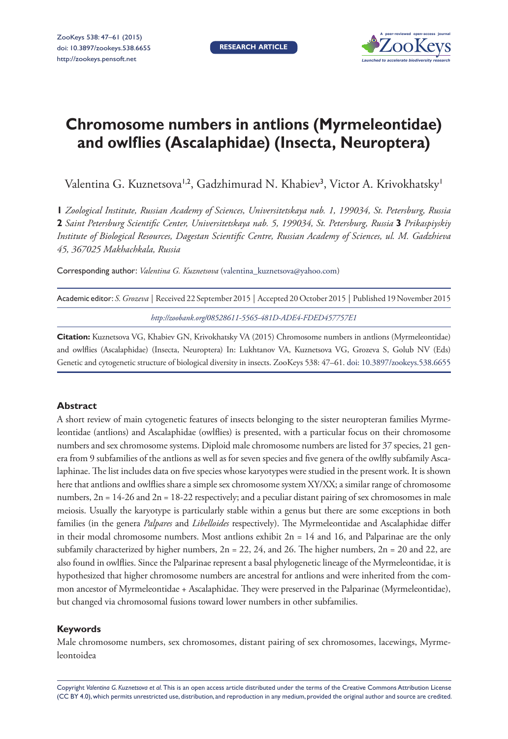# Chromosome numbers in antlions (Myrmeleontidae) and owlflies (Ascalaphidae) (Insecta, Neuroptera)

Valentina G. Kuznetsova[1,2], Gadzhimurad N. Khabiev[3], Victor A. Krivokhatsky[1]

**1** *Zoological Institute, Russian Academy of Sciences, Universitetskaya nab. 1, 199034, St. Petersburg, Russia* **2** *Saint Petersburg Scientific Center, Universitetskaya nab. 5, 199034, St. Petersburg, Russia* **3** *Prikaspiyskiy Institute of Biological Resources, Dagestan Scientific Centre, Russian Academy of Sciences, ul. M. Gadzhieva 45, 367025 Makhachkala, Russia*

Corresponding author: *Valentina G. Kuznetsova* (valentina_kuznetsova@yahoo.com)

Academic editor: *S. Grozeva* | Received 22 September 2015 | Accepted 20 October 2015 | Published 19 November 2015

*http://zoobank.org/08528611-5565-481D-ADE4-FDED457757E1*

**Citation:** Kuznetsova VG, Khabiev GN, Krivokhatsky VA (2015) Chromosome numbers in antlions (Myrmeleontidae) and owlflies (Ascalaphidae) (Insecta, Neuroptera) In: Lukhtanov VA, Kuznetsova VG, Grozeva S, Golub NV (Eds) Genetic and cytogenetic structure of biological diversity in insects. ZooKeys 538: 47–61. doi: 10.3897/zookeys.538.6655

## Abstract

A short review of main cytogenetic features of insects belonging to the sister neuropteran families Myrmeleontidae (antlions) and Ascalaphidae (owlflies) is presented, with a particular focus on their chromosome numbers and sex chromosome systems. Diploid male chromosome numbers are listed for 37 species, 21 genera from 9 subfamilies of the antlions as well as for seven species and five genera of the owlfly subfamily Ascalaphinae. The list includes data on five species whose karyotypes were studied in the present work. It is shown here that antlions and owlflies share a simple sex chromosome system XY/XX; a similar range of chromosome numbers, 2n = 14-26 and 2n = 18-22 respectively; and a peculiar distant pairing of sex chromosomes in male meiosis. Usually the karyotype is particularly stable within a genus but there are some exceptions in both families (in the genera *Palpares* and *Libelloides* respectively). The Myrmeleontidae and Ascalaphidae differ in their modal chromosome numbers. Most antlions exhibit 2n = 14 and 16, and Palparinae are the only subfamily characterized by higher numbers, 2n = 22, 24, and 26. The higher numbers, 2n = 20 and 22, are also found in owlflies. Since the Palparinae represent a basal phylogenetic lineage of the Myrmeleontidae, it is hypothesized that higher chromosome numbers are ancestral for antlions and were inherited from the common ancestor of Myrmeleontidae + Ascalaphidae. They were preserved in the Palparinae (Myrmeleontidae), but changed via chromosomal fusions toward lower numbers in other subfamilies.

## Keywords

Male chromosome numbers, sex chromosomes, distant pairing of sex chromosomes, lacewings, Myrmeleontoidea

Copyright *Valentina G. Kuznetsova et al.* This is an open access article distributed under the terms of the Creative Commons Attribution License (CC BY 4.0), which permits unrestricted use, distribution, and reproduction in any medium, provided the original author and source are credited.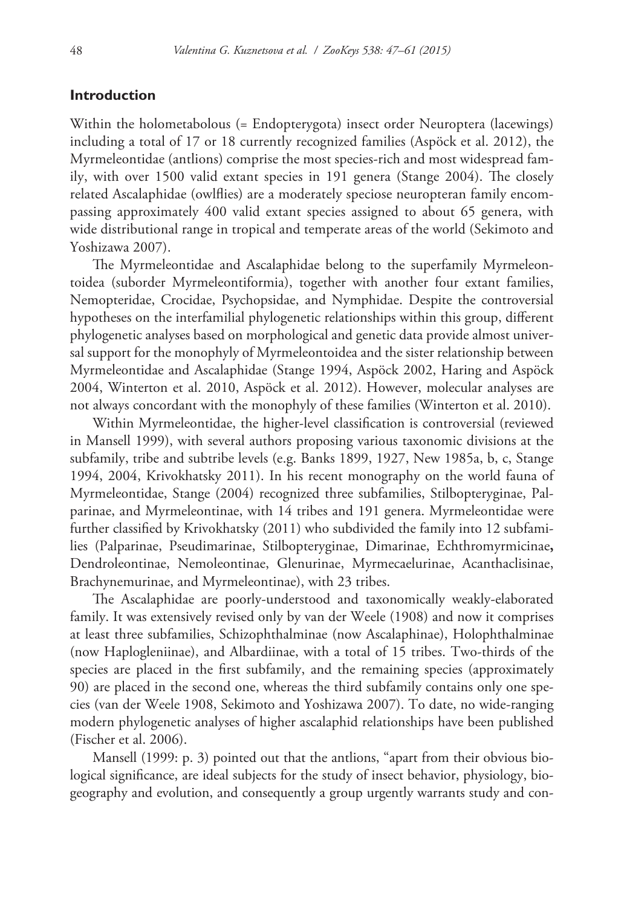## Introduction

Within the holometabolous (= Endopterygota) insect order Neuroptera (lacewings) including a total of 17 or 18 currently recognized families (Aspöck et al. 2012), the Myrmeleontidae (antlions) comprise the most species-rich and most widespread family, with over 1500 valid extant species in 191 genera (Stange 2004). The closely related Ascalaphidae (owlflies) are a moderately speciose neuropteran family encompassing approximately 400 valid extant species assigned to about 65 genera, with wide distributional range in tropical and temperate areas of the world (Sekimoto and Yoshizawa 2007).

The Myrmeleontidae and Ascalaphidae belong to the superfamily Myrmeleontoidea (suborder Myrmeleontiformia), together with another four extant families, Nemopteridae, Crocidae, Psychopsidae, and Nymphidae. Despite the controversial hypotheses on the interfamilial phylogenetic relationships within this group, different phylogenetic analyses based on morphological and genetic data provide almost universal support for the monophyly of Myrmeleontoidea and the sister relationship between Myrmeleontidae and Ascalaphidae (Stange 1994, Aspöck 2002, Haring and Aspöck 2004, Winterton et al. 2010, Aspöck et al. 2012). However, molecular analyses are not always concordant with the monophyly of these families (Winterton et al. 2010).

Within Myrmeleontidae, the higher-level classification is controversial (reviewed in Mansell 1999), with several authors proposing various taxonomic divisions at the subfamily, tribe and subtribe levels (e.g. Banks 1899, 1927, New 1985a, b, c, Stange 1994, 2004, Krivokhatsky 2011). In his recent monography on the world fauna of Myrmeleontidae, Stange (2004) recognized three subfamilies, Stilbopteryginae, Palparinae, and Myrmeleontinae, with 14 tribes and 191 genera. Myrmeleontidae were further classified by Krivokhatsky (2011) who subdivided the family into 12 subfamilies (Palparinae, Pseudimarinae, Stilbopteryginae, Dimarinae, Echthromyrmicinae**,** Dendroleontinae, Nemoleontinae, Glenurinae, Myrmecaelurinae, Acanthaclisinae, Brachynemurinae, and Myrmeleontinae), with 23 tribes.

The Ascalaphidae are poorly-understood and taxonomically weakly-elaborated family. It was extensively revised only by van der Weele (1908) and now it comprises at least three subfamilies, Schizophthalminae (now Ascalaphinae), Holophthalminae (now Haplogleniinae), and Albardiinae, with a total of 15 tribes. Two-thirds of the species are placed in the first subfamily, and the remaining species (approximately 90) are placed in the second one, whereas the third subfamily contains only one species (van der Weele 1908, Sekimoto and Yoshizawa 2007). To date, no wide-ranging modern phylogenetic analyses of higher ascalaphid relationships have been published (Fischer et al. 2006).

Mansell (1999: p. 3) pointed out that the antlions, "apart from their obvious biological significance, are ideal subjects for the study of insect behavior, physiology, biogeography and evolution, and consequently a group urgently warrants study and con-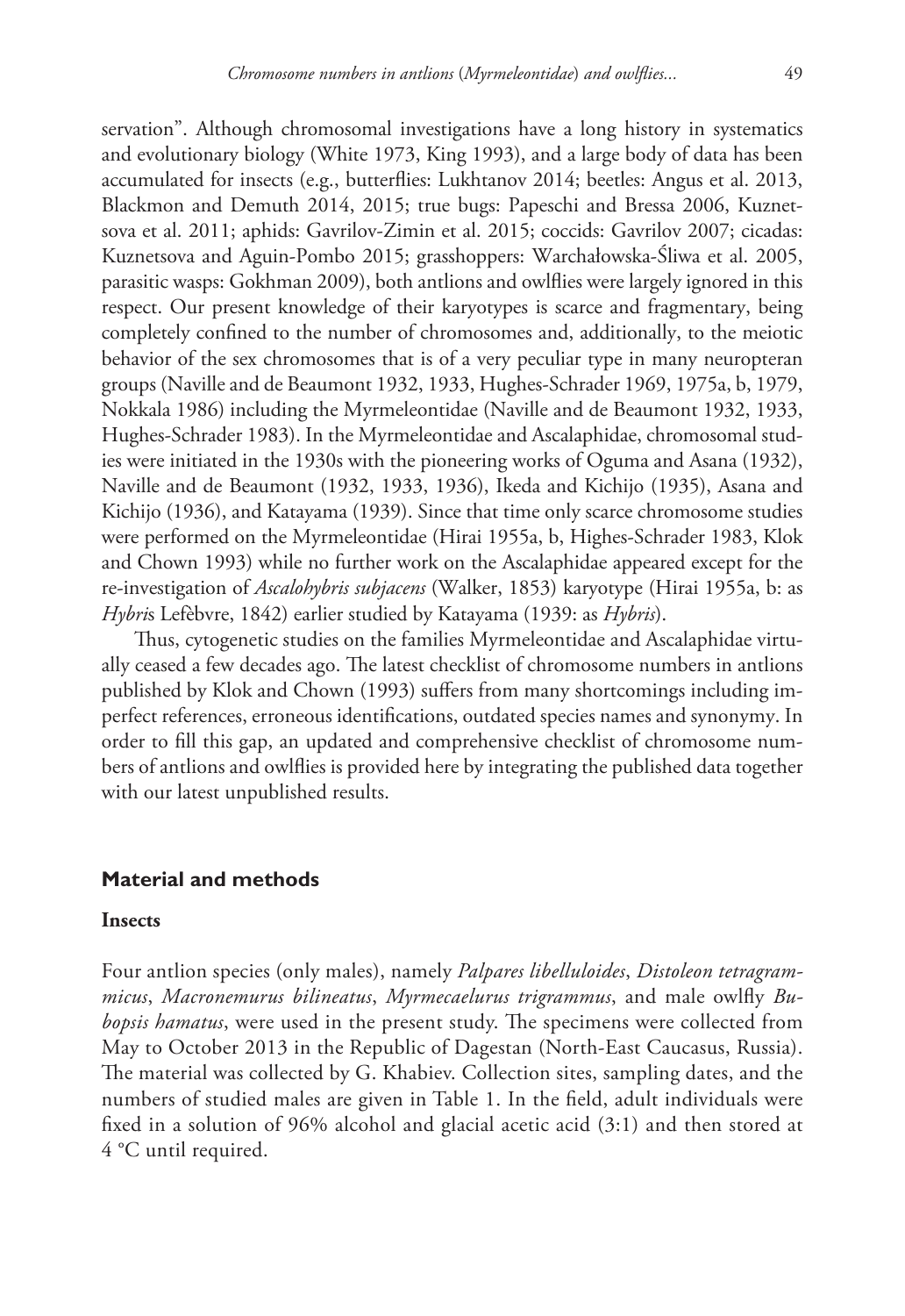servation". Although chromosomal investigations have a long history in systematics and evolutionary biology (White 1973, King 1993), and a large body of data has been accumulated for insects (e.g., butterflies: Lukhtanov 2014; beetles: Angus et al. 2013, Blackmon and Demuth 2014, 2015; true bugs: Papeschi and Bressa 2006, Kuznetsova et al. 2011; aphids: Gavrilov-Zimin et al. 2015; coccids: Gavrilov 2007; cicadas: Kuznetsova and Aguin-Pombo 2015; grasshoppers: Warchałowska-Śliwa et al. 2005, parasitic wasps: Gokhman 2009), both antlions and owlflies were largely ignored in this respect. Our present knowledge of their karyotypes is scarce and fragmentary, being completely confined to the number of chromosomes and, additionally, to the meiotic behavior of the sex chromosomes that is of a very peculiar type in many neuropteran groups (Naville and de Beaumont 1932, 1933, Hughes-Schrader 1969, 1975a, b, 1979, Nokkala 1986) including the Myrmeleontidae (Naville and de Beaumont 1932, 1933, Hughes-Schrader 1983). In the Myrmeleontidae and Ascalaphidae, chromosomal studies were initiated in the 1930s with the pioneering works of Oguma and Asana (1932), Naville and de Beaumont (1932, 1933, 1936), Ikeda and Kichijo (1935), Asana and Kichijo (1936), and Katayama (1939). Since that time only scarce chromosome studies were performed on the Myrmeleontidae (Hirai 1955a, b, Highes-Schrader 1983, Klok and Chown 1993) while no further work on the Ascalaphidae appeared except for the re-investigation of *Ascalohybris subjacens* (Walker, 1853) karyotype (Hirai 1955a, b: as *Hybri*s Lefèbvre, 1842) earlier studied by Katayama (1939: as *Hybris*).

Thus, cytogenetic studies on the families Myrmeleontidae and Ascalaphidae virtually ceased a few decades ago. The latest checklist of chromosome numbers in antlions published by Klok and Chown (1993) suffers from many shortcomings including imperfect references, erroneous identifications, outdated species names and synonymy. In order to fill this gap, an updated and comprehensive checklist of chromosome numbers of antlions and owlflies is provided here by integrating the published data together with our latest unpublished results.

## Material and methods

### Insects

Four antlion species (only males), namely *Palpares libelluloides*, *Distoleon tetragrammicus*, *Macronemurus bilineatus*, *Myrmecaelurus trigrammus*, and male owlfly *Bubopsis hamatus*, were used in the present study. The specimens were collected from May to October 2013 in the Republic of Dagestan (North-East Caucasus, Russia). The material was collected by G. Khabiev. Collection sites, sampling dates, and the numbers of studied males are given in Table 1. In the field, adult individuals were fixed in a solution of 96% alcohol and glacial acetic acid (3:1) and then stored at 4 °C until required.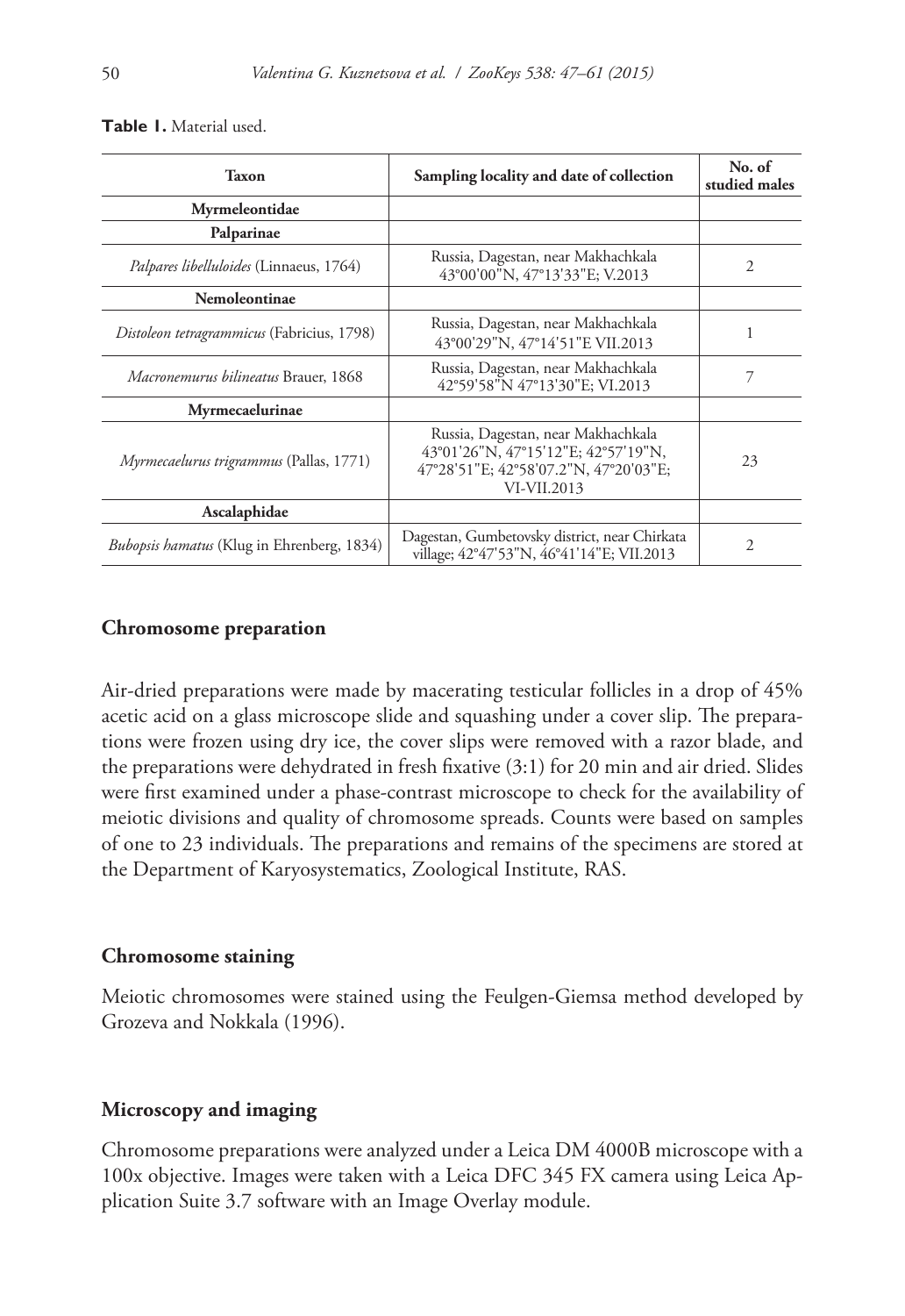**Table 1.** Material used.

| Taxon | Sampling locality and date of collection | No. of studied males |
|---|---|---|
| **Myrmeleontidae** | | |
| **Palparinae** | | |
| *Palpares libelluloides* (Linnaeus, 1764) | Russia, Dagestan, near Makhachkala 43°00'00"N, 47°13'33"E; V.2013 | 2 |
| **Nemoleontinae** | | |
| *Distoleon tetragrammicus* (Fabricius, 1798) | Russia, Dagestan, near Makhachkala 43°00'29"N, 47°14'51"E VII.2013 | 1 |
| *Macronemurus bilineatus* Brauer, 1868 | Russia, Dagestan, near Makhachkala 42°59'58"N 47°13'30"E; VI.2013 | 7 |
| **Myrmecaelurinae** | | |
| *Myrmecaelurus trigrammus* (Pallas, 1771) | Russia, Dagestan, near Makhachkala 43°01'26"N, 47°15'12"E; 42°57'19"N, 47°28'51"E; 42°58'07.2"N, 47°20'03"E; VI-VII.2013 | 23 |
| **Ascalaphidae** | | |
| *Bubopsis hamatus* (Klug in Ehrenberg, 1834) | Dagestan, Gumbetovsky district, near Chirkata village; 42°47'53"N, 46°41'14"E; VII.2013 | 2 |

### Chromosome preparation

Air-dried preparations were made by macerating testicular follicles in a drop of 45% acetic acid on a glass microscope slide and squashing under a cover slip. The preparations were frozen using dry ice, the cover slips were removed with a razor blade, and the preparations were dehydrated in fresh fixative (3:1) for 20 min and air dried. Slides were first examined under a phase-contrast microscope to check for the availability of meiotic divisions and quality of chromosome spreads. Counts were based on samples of one to 23 individuals. The preparations and remains of the specimens are stored at the Department of Karyosystematics, Zoological Institute, RAS.

### Chromosome staining

Meiotic chromosomes were stained using the Feulgen-Giemsa method developed by Grozeva and Nokkala (1996).

### Microscopy and imaging

Chromosome preparations were analyzed under a Leica DM 4000B microscope with a 100x objective. Images were taken with a Leica DFC 345 FX camera using Leica Application Suite 3.7 software with an Image Overlay module.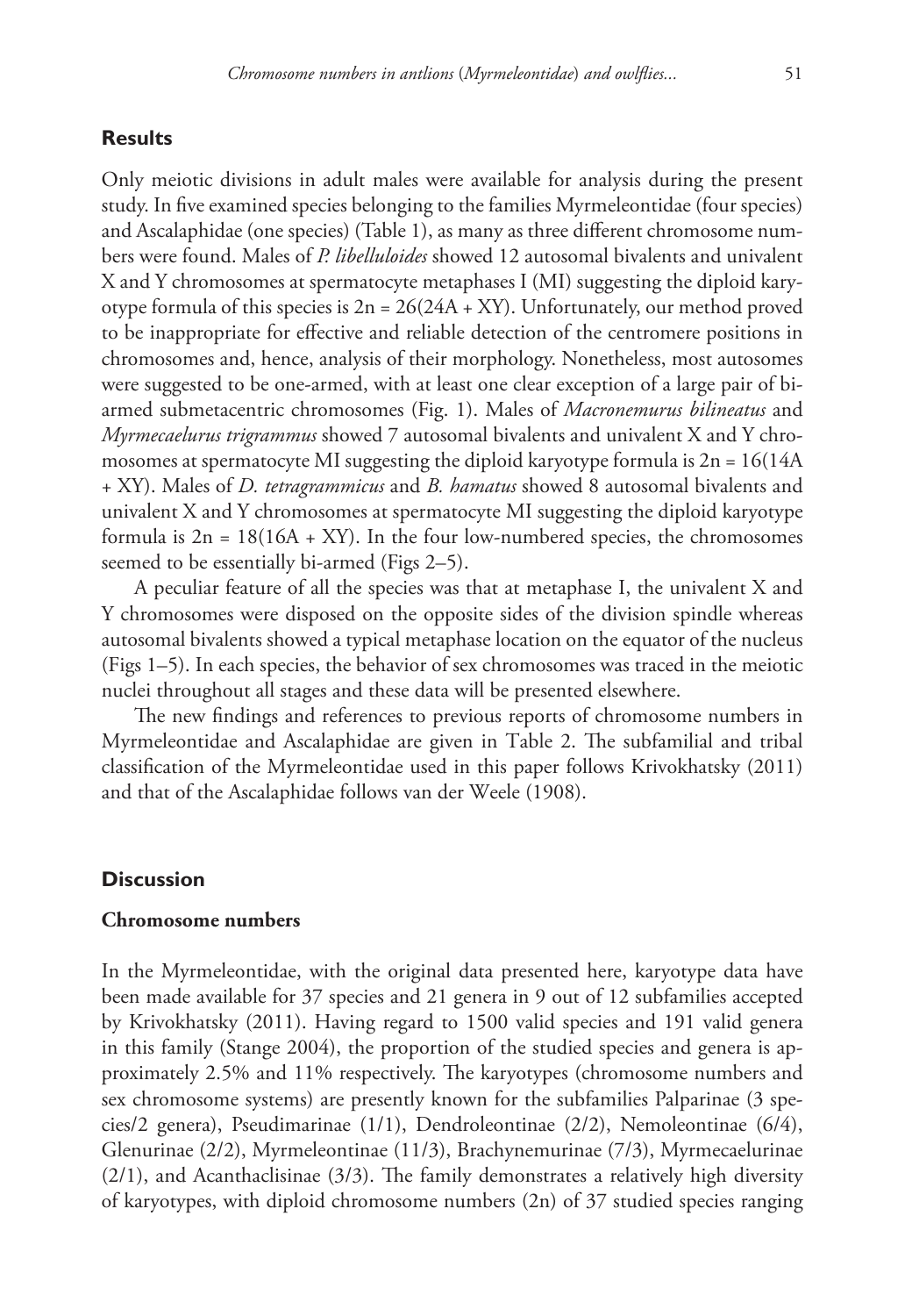## Results

Only meiotic divisions in adult males were available for analysis during the present study. In five examined species belonging to the families Myrmeleontidae (four species) and Ascalaphidae (one species) (Table 1), as many as three different chromosome numbers were found. Males of *P. libelluloides* showed 12 autosomal bivalents and univalent X and Y chromosomes at spermatocyte metaphases I (MI) suggesting the diploid karyotype formula of this species is 2n = 26(24A + XY). Unfortunately, our method proved to be inappropriate for effective and reliable detection of the centromere positions in chromosomes and, hence, analysis of their morphology. Nonetheless, most autosomes were suggested to be one-armed, with at least one clear exception of a large pair of bi-armed submetacentric chromosomes (Fig. 1). Males of *Macronemurus bilineatus* and *Myrmecaelurus trigrammus* showed 7 autosomal bivalents and univalent X and Y chromosomes at spermatocyte MI suggesting the diploid karyotype formula is 2n = 16(14A + XY). Males of *D. tetragrammicus* and *B. hamatus* showed 8 autosomal bivalents and univalent X and Y chromosomes at spermatocyte MI suggesting the diploid karyotype formula is 2n = 18(16A + XY). In the four low-numbered species, the chromosomes seemed to be essentially bi-armed (Figs 2–5).

A peculiar feature of all the species was that at metaphase I, the univalent X and Y chromosomes were disposed on the opposite sides of the division spindle whereas autosomal bivalents showed a typical metaphase location on the equator of the nucleus (Figs 1–5). In each species, the behavior of sex chromosomes was traced in the meiotic nuclei throughout all stages and these data will be presented elsewhere.

The new findings and references to previous reports of chromosome numbers in Myrmeleontidae and Ascalaphidae are given in Table 2. The subfamilial and tribal classification of the Myrmeleontidae used in this paper follows Krivokhatsky (2011) and that of the Ascalaphidae follows van der Weele (1908).

## Discussion

### Chromosome numbers

In the Myrmeleontidae, with the original data presented here, karyotype data have been made available for 37 species and 21 genera in 9 out of 12 subfamilies accepted by Krivokhatsky (2011). Having regard to 1500 valid species and 191 valid genera in this family (Stange 2004), the proportion of the studied species and genera is approximately 2.5% and 11% respectively. The karyotypes (chromosome numbers and sex chromosome systems) are presently known for the subfamilies Palparinae (3 species/2 genera), Pseudimarinae (1/1), Dendroleontinae (2/2), Nemoleontinae (6/4), Glenurinae (2/2), Myrmeleontinae (11/3), Brachynemurinae (7/3), Myrmecaelurinae (2/1), and Acanthaclisinae (3/3). The family demonstrates a relatively high diversity of karyotypes, with diploid chromosome numbers (2n) of 37 studied species ranging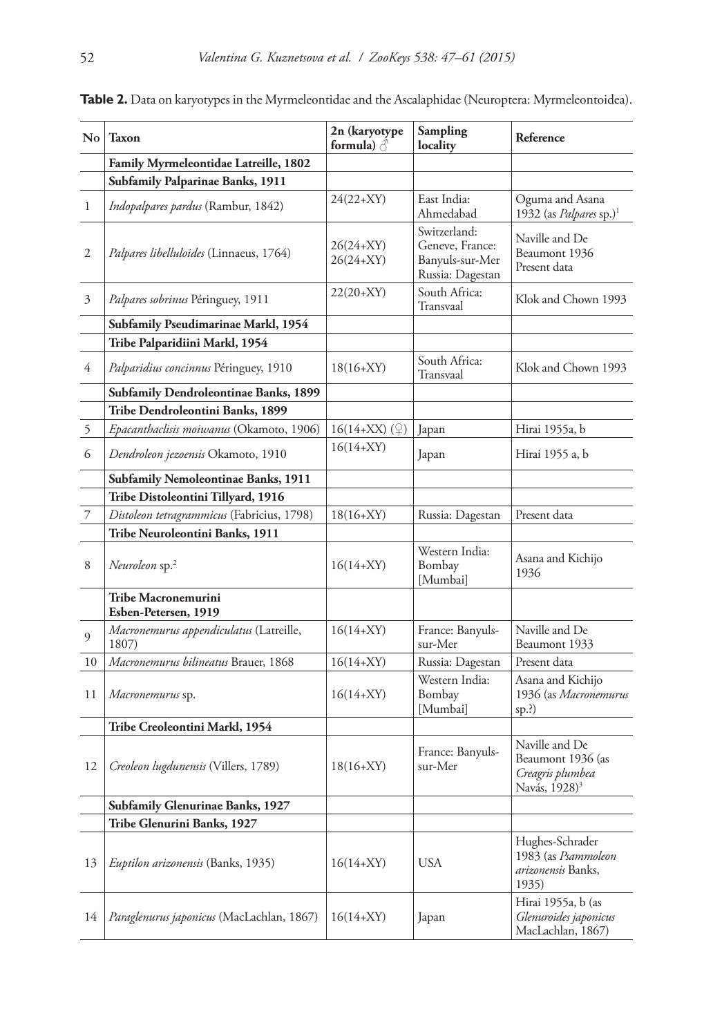**Table 2.** Data on karyotypes in the Myrmeleontidae and the Ascalaphidae (Neuroptera: Myrmeleontoidea).

| No | Taxon | 2n (karyotype formula) ♂ | Sampling locality | Reference |
|---|---|---|---|---|
| | **Family Myrmeleontidae Latreille, 1802** | | | |
| | **Subfamily Palparinae Banks, 1911** | | | |
| 1 | *Indopalpares pardus* (Rambur, 1842) | 24(22+XY) | East India: Ahmedabad | Oguma and Asana 1932 (as *Palpares* sp.)[1] |
| 2 | *Palpares libelluloides* (Linnaeus, 1764) | 26(24+XY) 26(24+XY) | Switzerland: Geneve, France: Banyuls-sur-Mer Russia: Dagestan | Naville and De Beaumont 1936 Present data |
| 3 | *Palpares sobrinus* Péringuey, 1911 | 22(20+XY) | South Africa: Transvaal | Klok and Chown 1993 |
| | **Subfamily Pseudimarinae Markl, 1954** | | | |
| | **Tribe Palparidiini Markl, 1954** | | | |
| 4 | *Palparidius concinnus* Péringuey, 1910 | 18(16+XY) | South Africa: Transvaal | Klok and Chown 1993 |
| | **Subfamily Dendroleontinae Banks, 1899** | | | |
| | **Tribe Dendroleontini Banks, 1899** | | | |
| 5 | *Epacanthaclisis moiwanus* (Okamoto, 1906) | 16(14+XX) (♀) | Japan | Hirai 1955a, b |
| 6 | *Dendroleon jezoensis* Okamoto, 1910 | 16(14+XY) | Japan | Hirai 1955 a, b |
| | **Subfamily Nemoleontinae Banks, 1911** | | | |
| | **Tribe Distoleontini Tillyard, 1916** | | | |
| 7 | *Distoleon tetragrammicus* (Fabricius, 1798) | 18(16+XY) | Russia: Dagestan | Present data |
| | **Tribe Neuroleontini Banks, 1911** | | | |
| 8 | *Neuroleon* sp.[2] | 16(14+XY) | Western India: Bombay [Mumbai] | Asana and Kichijo 1936 |
| | **Tribe Macronemurini Esben-Petersen, 1919** | | | |
| 9 | *Macronemurus appendiculatus* (Latreille, 1807) | 16(14+XY) | France: Banyuls-sur-Mer | Naville and De Beaumont 1933 |
| 10 | *Macronemurus bilineatus* Brauer, 1868 | 16(14+XY) | Russia: Dagestan | Present data |
| 11 | *Macronemurus* sp. | 16(14+XY) | Western India: Bombay [Mumbai] | Asana and Kichijo 1936 (as *Macronemurus* sp.?) |
| | **Tribe Creoleontini Markl, 1954** | | | |
| 12 | *Creoleon lugdunensis* (Villers, 1789) | 18(16+XY) | France: Banyuls-sur-Mer | Naville and De Beaumont 1936 (as *Creagris plumbea* Navás, 1928)[3] |
| | **Subfamily Glenurinae Banks, 1927** | | | |
| | **Tribe Glenurini Banks, 1927** | | | |
| 13 | *Euptilon arizonensis* (Banks, 1935) | 16(14+XY) | USA | Hughes-Schrader 1983 (as *Psammoleon arizonensis* Banks, 1935) |
| 14 | *Paraglenurus japonicus* (MacLachlan, 1867) | 16(14+XY) | Japan | Hirai 1955a, b (as *Glenuroides japonicus* MacLachlan, 1867) |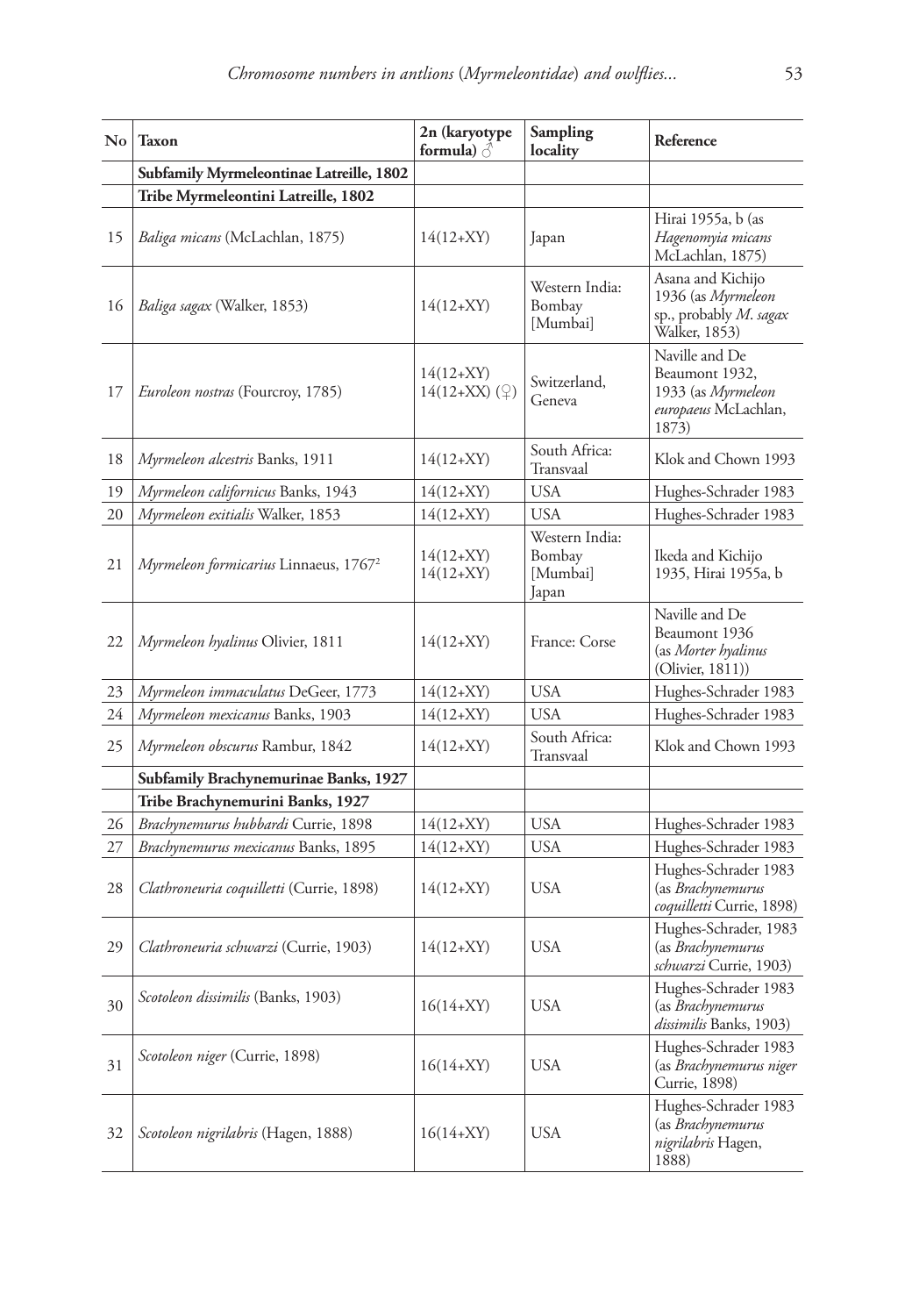| No | Taxon | 2n (karyotype formula) ♂ | Sampling locality | Reference |
|---|---|---|---|---|
| | **Subfamily Myrmeleontinae Latreille, 1802** | | | |
| | **Tribe Myrmeleontini Latreille, 1802** | | | |
| 15 | *Baliga micans* (McLachlan, 1875) | 14(12+XY) | Japan | Hirai 1955a, b (as *Hagenomyia micans* McLachlan, 1875) |
| 16 | *Baliga sagax* (Walker, 1853) | 14(12+XY) | Western India: Bombay [Mumbai] | Asana and Kichijo 1936 (as *Myrmeleon* sp., probably *M. sagax* Walker, 1853) |
| 17 | *Euroleon nostras* (Fourcroy, 1785) | 14(12+XY) 14(12+XX) (♀) | Switzerland, Geneva | Naville and De Beaumont 1932, 1933 (as *Myrmeleon europaeus* McLachlan, 1873) |
| 18 | *Myrmeleon alcestris* Banks, 1911 | 14(12+XY) | South Africa: Transvaal | Klok and Chown 1993 |
| 19 | *Myrmeleon californicus* Banks, 1943 | 14(12+XY) | USA | Hughes-Schrader 1983 |
| 20 | *Myrmeleon exitialis* Walker, 1853 | 14(12+XY) | USA | Hughes-Schrader 1983 |
| 21 | *Myrmeleon formicarius* Linnaeus, 1767[2] | 14(12+XY) 14(12+XY) | Western India: Bombay [Mumbai] Japan | Ikeda and Kichijo 1935, Hirai 1955a, b |
| 22 | *Myrmeleon hyalinus* Olivier, 1811 | 14(12+XY) | France: Corse | Naville and De Beaumont 1936 (as *Morter hyalinus* (Olivier, 1811)) |
| 23 | *Myrmeleon immaculatus* DeGeer, 1773 | 14(12+XY) | USA | Hughes-Schrader 1983 |
| 24 | *Myrmeleon mexicanus* Banks, 1903 | 14(12+XY) | USA | Hughes-Schrader 1983 |
| 25 | *Myrmeleon obscurus* Rambur, 1842 | 14(12+XY) | South Africa: Transvaal | Klok and Chown 1993 |
| | **Subfamily Brachynemurinae Banks, 1927** | | | |
| | **Tribe Brachynemurini Banks, 1927** | | | |
| 26 | *Brachynemurus hubbardi* Currie, 1898 | 14(12+XY) | USA | Hughes-Schrader 1983 |
| 27 | *Brachynemurus mexicanus* Banks, 1895 | 14(12+XY) | USA | Hughes-Schrader 1983 |
| 28 | *Clathroneuria coquilletti* (Currie, 1898) | 14(12+XY) | USA | Hughes-Schrader 1983 (as *Brachynemurus coquilletti* Currie, 1898) |
| 29 | *Clathroneuria schwarzi* (Currie, 1903) | 14(12+XY) | USA | Hughes-Schrader, 1983 (as *Brachynemurus schwarzi* Currie, 1903) |
| 30 | *Scotoleon dissimilis* (Banks, 1903) | 16(14+XY) | USA | Hughes-Schrader 1983 (as *Brachynemurus dissimilis* Banks, 1903) |
| 31 | *Scotoleon niger* (Currie, 1898) | 16(14+XY) | USA | Hughes-Schrader 1983 (as *Brachynemurus niger* Currie, 1898) |
| 32 | *Scotoleon nigrilabris* (Hagen, 1888) | 16(14+XY) | USA | Hughes-Schrader 1983 (as *Brachynemurus nigrilabris* Hagen, 1888) |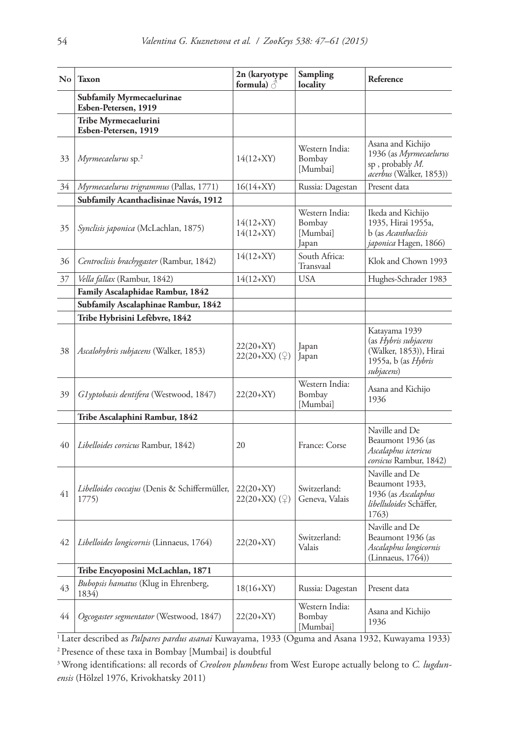| No | Taxon | 2n (karyotype formula) ♂ | Sampling locality | Reference |
|---|---|---|---|---|
| | **Subfamily Myrmecaelurinae Esben-Petersen, 1919** | | | |
| | **Tribe Myrmecaelurini Esben-Petersen, 1919** | | | |
| 33 | *Myrmecaelurus* sp.[2] | 14(12+XY) | Western India: Bombay [Mumbai] | Asana and Kichijo 1936 (as *Myrmecaelurus* sp , probably *M. acerbus* (Walker, 1853)) |
| 34 | *Myrmecaelurus trigrammus* (Pallas, 1771) | 16(14+XY) | Russia: Dagestan | Present data |
| | **Subfamily Acanthaclisinae Navás, 1912** | | | |
| 35 | *Synclisis japonica* (McLachlan, 1875) | 14(12+XY) 14(12+XY) | Western India: Bombay [Mumbai] Japan | Ikeda and Kichijo 1935, Hirai 1955a, b (as *Acanthaclisis japonica* Hagen, 1866) |
| 36 | *Centroclisis brachygaster* (Rambur, 1842) | 14(12+XY) | South Africa: Transvaal | Klok and Chown 1993 |
| 37 | *Vella fallax* (Rambur, 1842) | 14(12+XY) | USA | Hughes-Schrader 1983 |
| | **Family Ascalaphidae Rambur, 1842** | | | |
| | **Subfamily Ascalaphinae Rambur, 1842** | | | |
| | **Tribe Hybrisini Lefèbvre, 1842** | | | |
| 38 | *Ascalohybris subjacens* (Walker, 1853) | 22(20+XY) 22(20+XX) (♀) | Japan Japan | Katayama 1939 (as *Hybris subjacens* (Walker, 1853)), Hirai 1955a, b (as *Hybris subjacens*) |
| 39 | *G1yptobasis dentifera* (Westwood, 1847) | 22(20+XY) | Western India: Bombay [Mumbai] | Asana and Kichijo 1936 |
| | **Tribe Ascalaphini Rambur, 1842** | | | |
| 40 | *Libelloides corsicus* Rambur, 1842) | 20 | France: Corse | Naville and De Beaumont 1936 (as *Ascalaphus ictericus corsicus* Rambur, 1842) |
| 41 | *Libelloides coccajus* (Denis & Schiffermüller, 1775) | 22(20+XY) 22(20+XX) (♀) | Switzerland: Geneva, Valais | Naville and De Beaumont 1933, 1936 (as *Ascalaphus libelluloides* Schäffer, 1763) |
| 42 | *Libelloides longicornis* (Linnaeus, 1764) | 22(20+XY) | Switzerland: Valais | Naville and De Beaumont 1936 (as *Ascalaphus longicornis* (Linnaeus, 1764)) |
| | **Tribe Encyoposini McLachlan, 1871** | | | |
| 43 | *Bubopsis hamatus* (Klug in Ehrenberg, 1834) | 18(16+XY) | Russia: Dagestan | Present data |
| 44 | *Ogcogaster segmentator* (Westwood, 1847) | 22(20+XY) | Western India: Bombay [Mumbai] | Asana and Kichijo 1936 |

[1] Later described as *Palpares pardus asanai* Kuwayama, 1933 (Oguma and Asana 1932, Kuwayama 1933)

[2] Presence of these taxa in Bombay [Mumbai] is doubtful

[3] Wrong identifications: all records of *Creoleon plumbeus* from West Europe actually belong to *C. lugdunensis* (Hölzel 1976, Krivokhatsky 2011)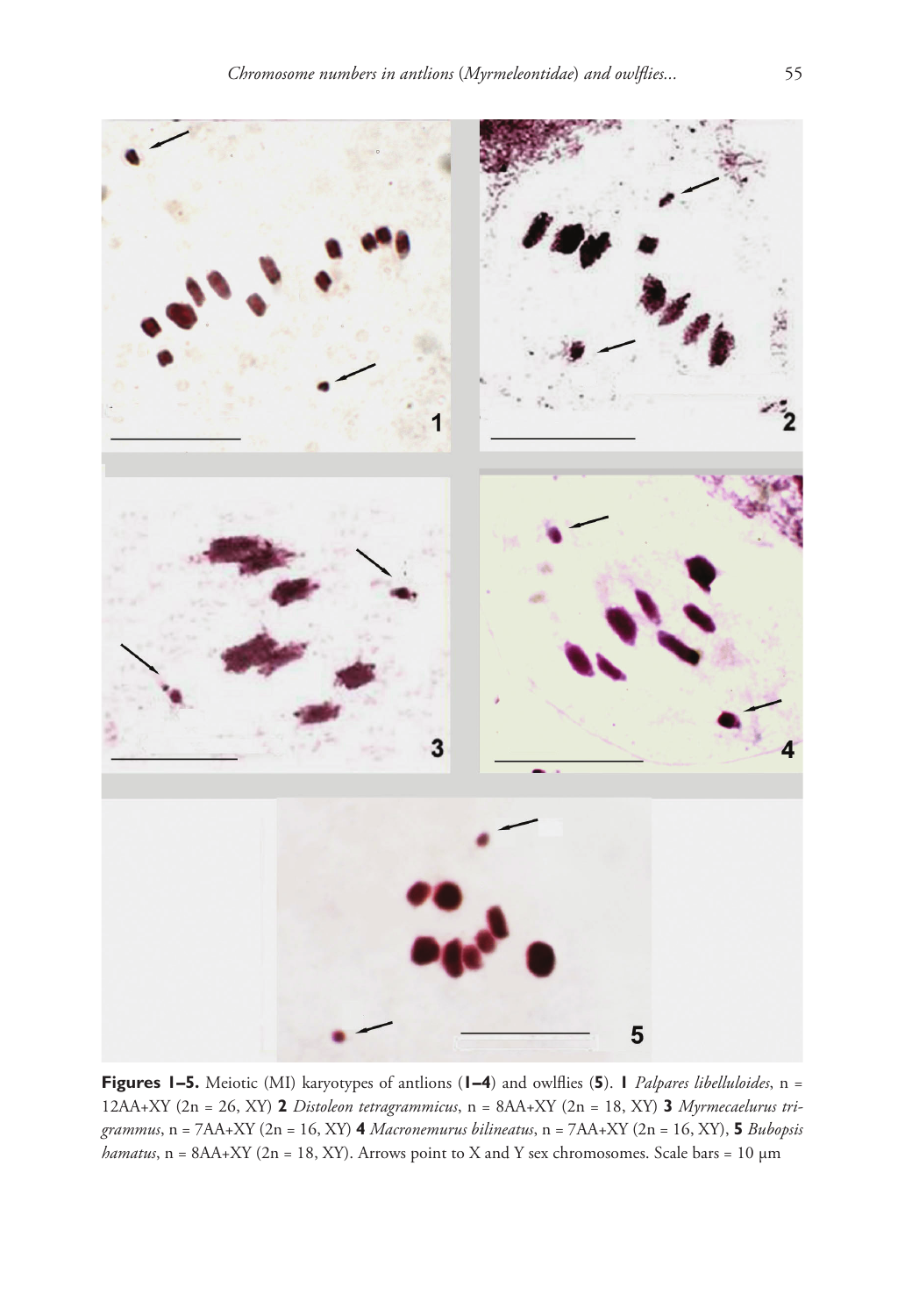**Figures 1–5.** Meiotic (MI) karyotypes of antlions (**1–4**) and owlflies (**5**). **1** *Palpares libelluloides*, n = 12AA+XY (2n = 26, XY) **2** *Distoleon tetragrammicus*, n = 8AA+XY (2n = 18, XY) **3** *Myrmecaelurus trigrammus*, n = 7AA+XY (2n = 16, XY) **4** *Macronemurus bilineatus*, n = 7AA+XY (2n = 16, XY), **5** *Bubopsis hamatus*, n = 8AA+XY (2n = 18, XY). Arrows point to X and Y sex chromosomes. Scale bars = 10 μm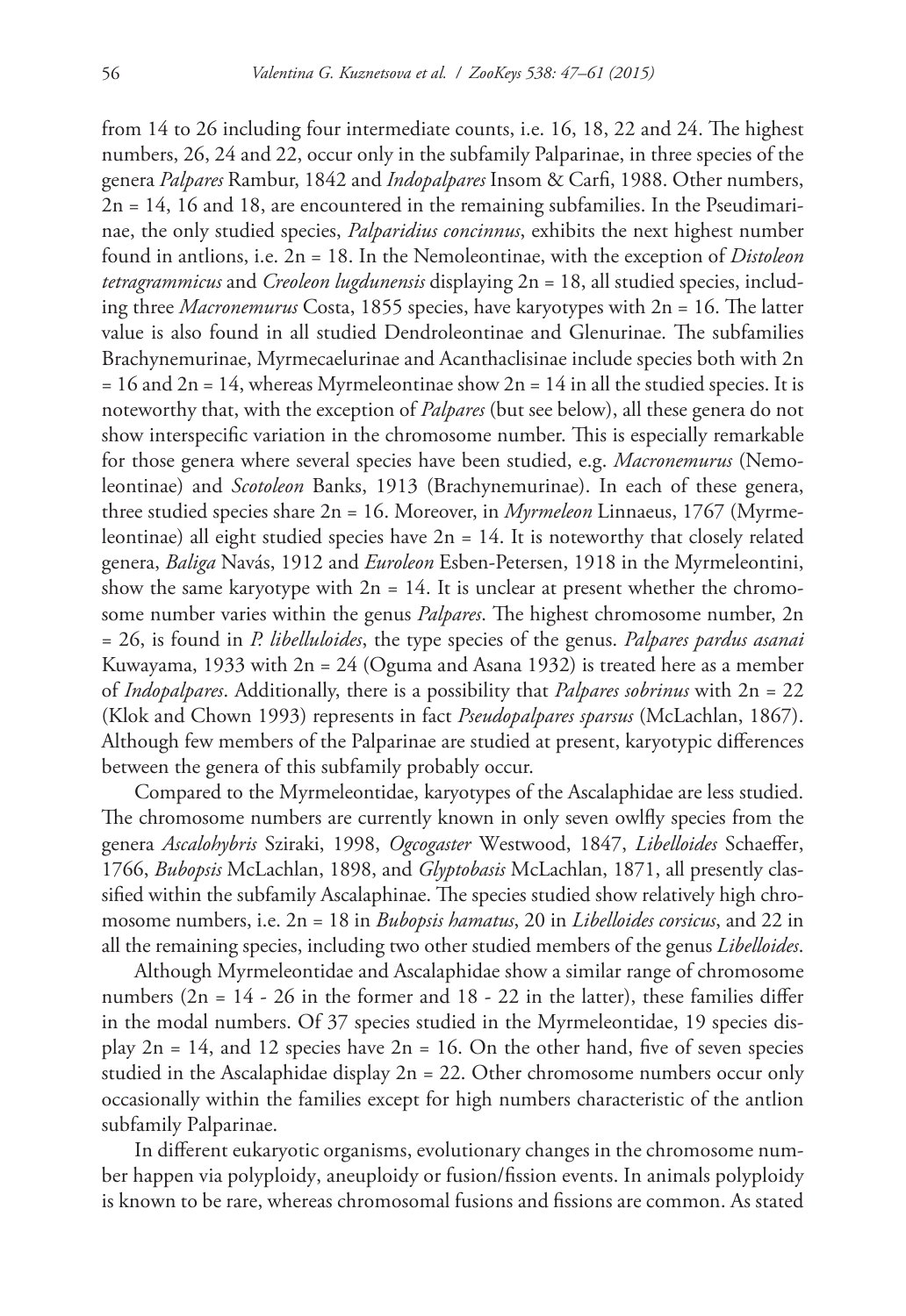from 14 to 26 including four intermediate counts, i.e. 16, 18, 22 and 24. The highest numbers, 26, 24 and 22, occur only in the subfamily Palparinae, in three species of the genera *Palpares* Rambur, 1842 and *Indopalpares* Insom & Carfi, 1988. Other numbers, 2n = 14, 16 and 18, are encountered in the remaining subfamilies. In the Pseudimarinae, the only studied species, *Palparidius concinnus*, exhibits the next highest number found in antlions, i.e. 2n = 18. In the Nemoleontinae, with the exception of *Distoleon tetragrammicus* and *Creoleon lugdunensis* displaying 2n = 18, all studied species, including three *Macronemurus* Costa, 1855 species, have karyotypes with 2n = 16. The latter value is also found in all studied Dendroleontinae and Glenurinae. The subfamilies Brachynemurinae, Myrmecaelurinae and Acanthaclisinae include species both with 2n = 16 and 2n = 14, whereas Myrmeleontinae show 2n = 14 in all the studied species. It is noteworthy that, with the exception of *Palpares* (but see below), all these genera do not show interspecific variation in the chromosome number. This is especially remarkable for those genera where several species have been studied, e.g. *Macronemurus* (Nemoleontinae) and *Scotoleon* Banks, 1913 (Brachynemurinae). In each of these genera, three studied species share 2n = 16. Moreover, in *Myrmeleon* Linnaeus, 1767 (Myrmeleontinae) all eight studied species have 2n = 14. It is noteworthy that closely related genera, *Baliga* Navás, 1912 and *Euroleon* Esben-Petersen, 1918 in the Myrmeleontini, show the same karyotype with 2n = 14. It is unclear at present whether the chromosome number varies within the genus *Palpares*. The highest chromosome number, 2n = 26, is found in *P. libelluloides*, the type species of the genus. *Palpares pardus asanai* Kuwayama, 1933 with 2n = 24 (Oguma and Asana 1932) is treated here as a member of *Indopalpares*. Additionally, there is a possibility that *Palpares sobrinus* with 2n = 22 (Klok and Chown 1993) represents in fact *Pseudopalpares sparsus* (McLachlan, 1867). Although few members of the Palparinae are studied at present, karyotypic differences between the genera of this subfamily probably occur.

Compared to the Myrmeleontidae, karyotypes of the Ascalaphidae are less studied. The chromosome numbers are currently known in only seven owlfly species from the genera *Ascalohybris* Sziraki, 1998, *Ogcogaster* Westwood, 1847, *Libelloides* Schaeffer, 1766, *Bubopsis* McLachlan, 1898, and *Glyptobasis* McLachlan, 1871, all presently classified within the subfamily Ascalaphinae. The species studied show relatively high chromosome numbers, i.e. 2n = 18 in *Bubopsis hamatus*, 20 in *Libelloides corsicus*, and 22 in all the remaining species, including two other studied members of the genus *Libelloides*.

Although Myrmeleontidae and Ascalaphidae show a similar range of chromosome numbers (2n = 14 - 26 in the former and 18 - 22 in the latter), these families differ in the modal numbers. Of 37 species studied in the Myrmeleontidae, 19 species display 2n = 14, and 12 species have 2n = 16. On the other hand, five of seven species studied in the Ascalaphidae display 2n = 22. Other chromosome numbers occur only occasionally within the families except for high numbers characteristic of the antlion subfamily Palparinae.

In different eukaryotic organisms, evolutionary changes in the chromosome number happen via polyploidy, aneuploidy or fusion/fission events. In animals polyploidy is known to be rare, whereas chromosomal fusions and fissions are common. As stated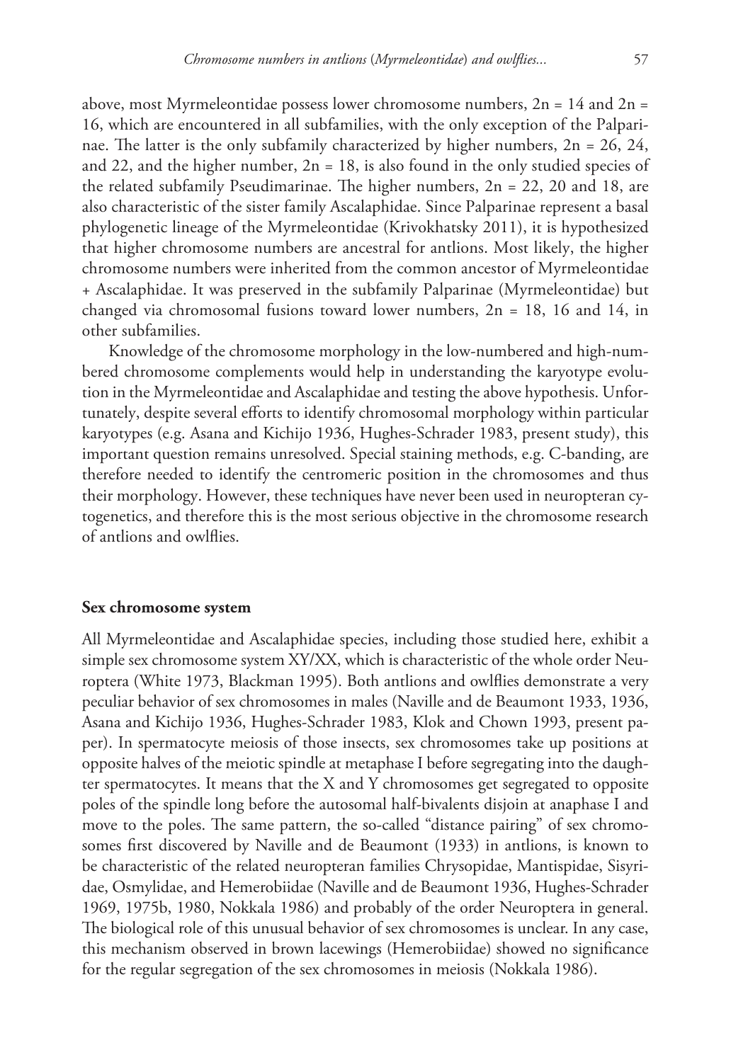above, most Myrmeleontidae possess lower chromosome numbers, 2n = 14 and 2n = 16, which are encountered in all subfamilies, with the only exception of the Palparinae. The latter is the only subfamily characterized by higher numbers, 2n = 26, 24, and 22, and the higher number, 2n = 18, is also found in the only studied species of the related subfamily Pseudimarinae. The higher numbers, 2n = 22, 20 and 18, are also characteristic of the sister family Ascalaphidae. Since Palparinae represent a basal phylogenetic lineage of the Myrmeleontidae (Krivokhatsky 2011), it is hypothesized that higher chromosome numbers are ancestral for antlions. Most likely, the higher chromosome numbers were inherited from the common ancestor of Myrmeleontidae + Ascalaphidae. It was preserved in the subfamily Palparinae (Myrmeleontidae) but changed via chromosomal fusions toward lower numbers, 2n = 18, 16 and 14, in other subfamilies.

Knowledge of the chromosome morphology in the low-numbered and high-numbered chromosome complements would help in understanding the karyotype evolution in the Myrmeleontidae and Ascalaphidae and testing the above hypothesis. Unfortunately, despite several efforts to identify chromosomal morphology within particular karyotypes (e.g. Asana and Kichijo 1936, Hughes-Schrader 1983, present study), this important question remains unresolved. Special staining methods, e.g. C-banding, are therefore needed to identify the centromeric position in the chromosomes and thus their morphology. However, these techniques have never been used in neuropteran cytogenetics, and therefore this is the most serious objective in the chromosome research of antlions and owlflies.

### Sex chromosome system

All Myrmeleontidae and Ascalaphidae species, including those studied here, exhibit a simple sex chromosome system XY/XX, which is characteristic of the whole order Neuroptera (White 1973, Blackman 1995). Both antlions and owlflies demonstrate a very peculiar behavior of sex chromosomes in males (Naville and de Beaumont 1933, 1936, Asana and Kichijo 1936, Hughes-Schrader 1983, Klok and Chown 1993, present paper). In spermatocyte meiosis of those insects, sex chromosomes take up positions at opposite halves of the meiotic spindle at metaphase I before segregating into the daughter spermatocytes. It means that the X and Y chromosomes get segregated to opposite poles of the spindle long before the autosomal half-bivalents disjoin at anaphase I and move to the poles. The same pattern, the so-called "distance pairing" of sex chromosomes first discovered by Naville and de Beaumont (1933) in antlions, is known to be characteristic of the related neuropteran families Chrysopidae, Mantispidae, Sisyridae, Osmylidae, and Hemerobiidae (Naville and de Beaumont 1936, Hughes-Schrader 1969, 1975b, 1980, Nokkala 1986) and probably of the order Neuroptera in general. The biological role of this unusual behavior of sex chromosomes is unclear. In any case, this mechanism observed in brown lacewings (Hemerobiidae) showed no significance for the regular segregation of the sex chromosomes in meiosis (Nokkala 1986).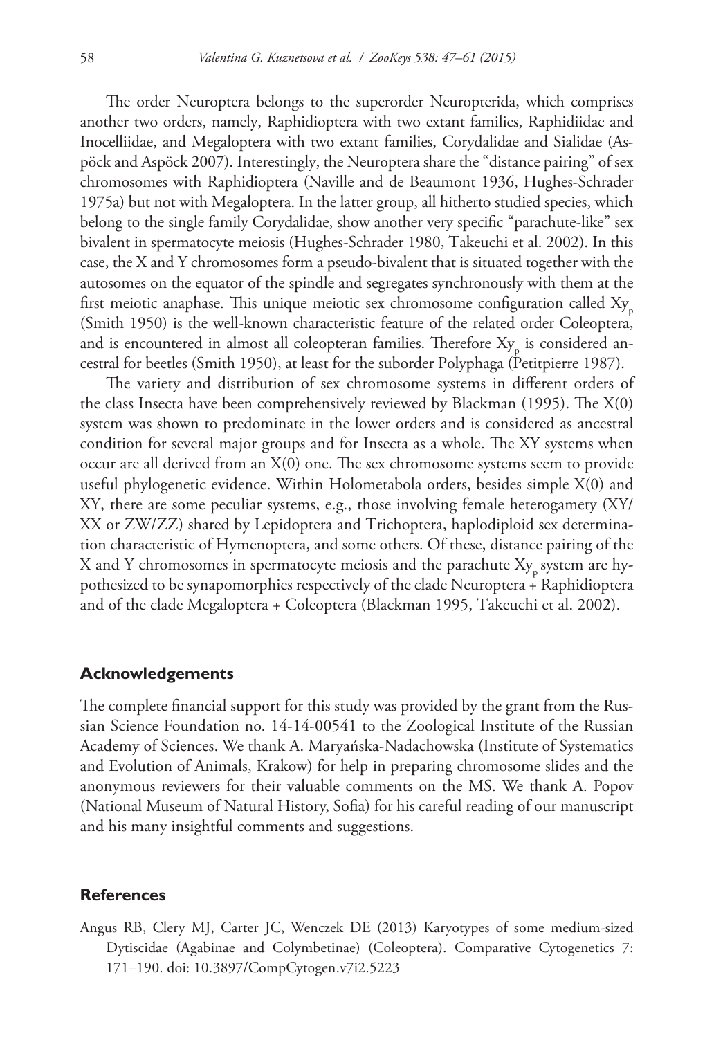The order Neuroptera belongs to the superorder Neuropterida, which comprises another two orders, namely, Raphidioptera with two extant families, Raphidiidae and Inocelliidae, and Megaloptera with two extant families, Corydalidae and Sialidae (Aspöck and Aspöck 2007). Interestingly, the Neuroptera share the "distance pairing" of sex chromosomes with Raphidioptera (Naville and de Beaumont 1936, Hughes-Schrader 1975a) but not with Megaloptera. In the latter group, all hitherto studied species, which belong to the single family Corydalidae, show another very specific "parachute-like" sex bivalent in spermatocyte meiosis (Hughes-Schrader 1980, Takeuchi et al. 2002). In this case, the X and Y chromosomes form a pseudo-bivalent that is situated together with the autosomes on the equator of the spindle and segregates synchronously with them at the first meiotic anaphase. This unique meiotic sex chromosome configuration called $Xy_p$ (Smith 1950) is the well-known characteristic feature of the related order Coleoptera, and is encountered in almost all coleopteran families. Therefore $Xy_p$ is considered ancestral for beetles (Smith 1950), at least for the suborder Polyphaga (Petitpierre 1987).

The variety and distribution of sex chromosome systems in different orders of the class Insecta have been comprehensively reviewed by Blackman (1995). The X(0) system was shown to predominate in the lower orders and is considered as ancestral condition for several major groups and for Insecta as a whole. The XY systems when occur are all derived from an X(0) one. The sex chromosome systems seem to provide useful phylogenetic evidence. Within Holometabola orders, besides simple X(0) and XY, there are some peculiar systems, e.g., those involving female heterogamety (XY/XX or ZW/ZZ) shared by Lepidoptera and Trichoptera, haplodiploid sex determination characteristic of Hymenoptera, and some others. Of these, distance pairing of the X and Y chromosomes in spermatocyte meiosis and the parachute $Xy_p$ system are hypothesized to be synapomorphies respectively of the clade Neuroptera + Raphidioptera and of the clade Megaloptera + Coleoptera (Blackman 1995, Takeuchi et al. 2002).

## Acknowledgements

The complete financial support for this study was provided by the grant from the Russian Science Foundation no. 14-14-00541 to the Zoological Institute of the Russian Academy of Sciences. We thank A. Maryańska-Nadachowska (Institute of Systematics and Evolution of Animals, Krakow) for help in preparing chromosome slides and the anonymous reviewers for their valuable comments on the MS. We thank A. Popov (National Museum of Natural History, Sofia) for his careful reading of our manuscript and his many insightful comments and suggestions.

## References

Angus RB, Clery MJ, Carter JC, Wenczek DE (2013) Karyotypes of some medium-sized Dytiscidae (Agabinae and Colymbetinae) (Coleoptera). Comparative Cytogenetics 7: 171–190. doi: 10.3897/CompCytogen.v7i2.5223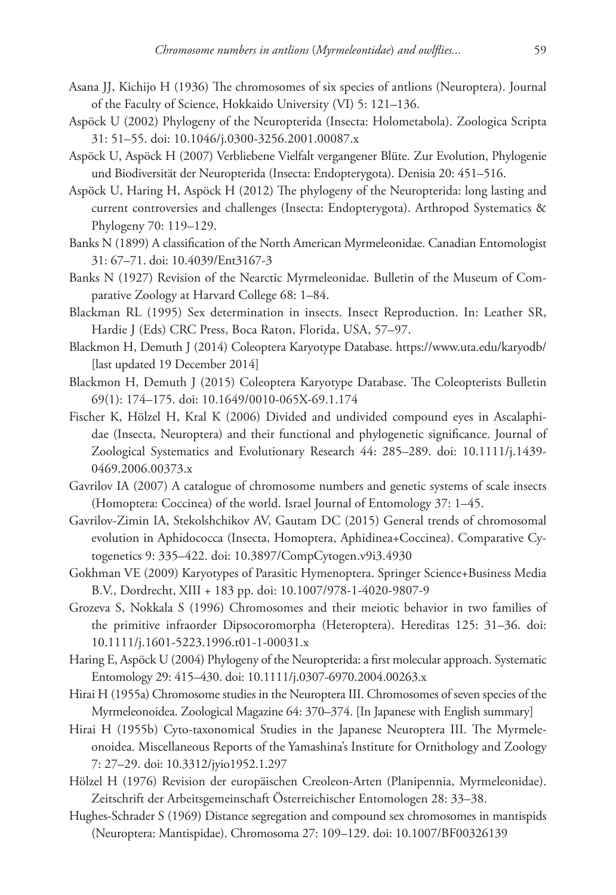Asana JJ, Kichijo H (1936) The chromosomes of six species of antlions (Neuroptera). Journal of the Faculty of Science, Hokkaido University (VI) 5: 121–136.

Aspöck U (2002) Phylogeny of the Neuropterida (Insecta: Holometabola). Zoologica Scripta 31: 51–55. doi: 10.1046/j.0300-3256.2001.00087.x

Aspöck U, Aspöck H (2007) Verbliebene Vielfalt vergangener Blüte. Zur Evolution, Phylogenie und Biodiversität der Neuropterida (Insecta: Endopterygota). Denisia 20: 451–516.

Aspöck U, Haring H, Aspöck H (2012) The phylogeny of the Neuropterida: long lasting and current controversies and challenges (Insecta: Endopterygota). Arthropod Systematics & Phylogeny 70: 119–129.

Banks N (1899) A classification of the North American Myrmeleonidae. Canadian Entomologist 31: 67–71. doi: 10.4039/Ent3167-3

Banks N (1927) Revision of the Nearctic Myrmeleonidae. Bulletin of the Museum of Comparative Zoology at Harvard College 68: 1–84.

Blackman RL (1995) Sex determination in insects. Insect Reproduction. In: Leather SR, Hardie J (Eds) CRC Press, Boca Raton, Florida, USA, 57–97.

Blackmon H, Demuth J (2014) Coleoptera Karyotype Database. https://www.uta.edu/karyodb/ [last updated 19 December 2014]

Blackmon H, Demuth J (2015) Coleoptera Karyotype Database. The Coleopterists Bulletin 69(1): 174–175. doi: 10.1649/0010-065X-69.1.174

Fischer K, Hölzel H, Kral K (2006) Divided and undivided compound eyes in Ascalaphidae (Insecta, Neuroptera) and their functional and phylogenetic significance. Journal of Zoological Systematics and Evolutionary Research 44: 285–289. doi: 10.1111/j.1439-0469.2006.00373.x

Gavrilov IA (2007) A catalogue of chromosome numbers and genetic systems of scale insects (Homoptera: Coccinea) of the world. Israel Journal of Entomology 37: 1–45.

Gavrilov-Zimin IA, Stekolshchikov AV, Gautam DC (2015) General trends of chromosomal evolution in Aphidococca (Insecta, Homoptera, Aphidinea+Coccinea). Comparative Cytogenetics 9: 335–422. doi: 10.3897/CompCytogen.v9i3.4930

Gokhman VE (2009) Karyotypes of Parasitic Hymenoptera. Springer Science+Business Media B.V., Dordrecht, XIII + 183 pp. doi: 10.1007/978-1-4020-9807-9

Grozeva S, Nokkala S (1996) Chromosomes and their meiotic behavior in two families of the primitive infraorder Dipsocoromorpha (Heteroptera). Hereditas 125: 31–36. doi: 10.1111/j.1601-5223.1996.t01-1-00031.x

Haring E, Aspöck U (2004) Phylogeny of the Neuropterida: a first molecular approach. Systematic Entomology 29: 415–430. doi: 10.1111/j.0307-6970.2004.00263.x

Hirai H (1955a) Chromosome studies in the Neuroptera III. Chromosomes of seven species of the Myrmeleonoidea. Zoological Magazine 64: 370–374. [In Japanese with English summary]

Hirai H (1955b) Cyto-taxonomical Studies in the Japanese Neuroptera III. The Myrmeleonoidea. Miscellaneous Reports of the Yamashina's Institute for Ornithology and Zoology 7: 27–29. doi: 10.3312/jyio1952.1.297

Hölzel H (1976) Revision der europäischen Creoleon-Arten (Planipennia, Myrmeleonidae). Zeitschrift der Arbeitsgemeinschaft Österreichischer Entomologen 28: 33–38.

Hughes-Schrader S (1969) Distance segregation and compound sex chromosomes in mantispids (Neuroptera: Mantispidae). Chromosoma 27: 109–129. doi: 10.1007/BF00326139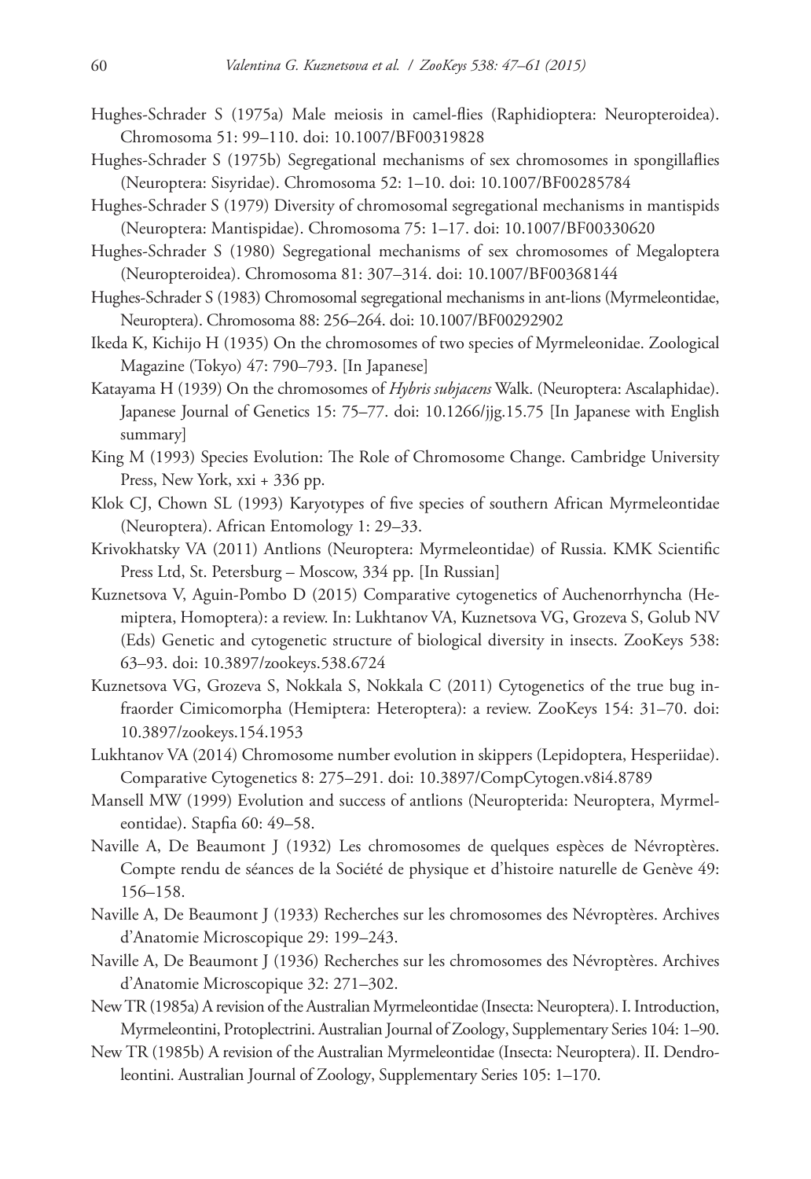Hughes-Schrader S (1975a) Male meiosis in camel-flies (Raphidioptera: Neuropteroidea). Chromosoma 51: 99–110. doi: 10.1007/BF00319828

Hughes-Schrader S (1975b) Segregational mechanisms of sex chromosomes in spongillaflies (Neuroptera: Sisyridae). Chromosoma 52: 1–10. doi: 10.1007/BF00285784

Hughes-Schrader S (1979) Diversity of chromosomal segregational mechanisms in mantispids (Neuroptera: Mantispidae). Chromosoma 75: 1–17. doi: 10.1007/BF00330620

Hughes-Schrader S (1980) Segregational mechanisms of sex chromosomes of Megaloptera (Neuropteroidea). Chromosoma 81: 307–314. doi: 10.1007/BF00368144

Hughes-Schrader S (1983) Chromosomal segregational mechanisms in ant-lions (Myrmeleontidae, Neuroptera). Chromosoma 88: 256–264. doi: 10.1007/BF00292902

Ikeda K, Kichijo H (1935) On the chromosomes of two species of Myrmeleonidae. Zoological Magazine (Tokyo) 47: 790–793. [In Japanese]

Katayama H (1939) On the chromosomes of *Hybris subjacens* Walk. (Neuroptera: Ascalaphidae). Japanese Journal of Genetics 15: 75–77. doi: 10.1266/jjg.15.75 [In Japanese with English summary]

King M (1993) Species Evolution: The Role of Chromosome Change. Cambridge University Press, New York, xxi + 336 pp.

Klok CJ, Chown SL (1993) Karyotypes of five species of southern African Myrmeleontidae (Neuroptera). African Entomology 1: 29–33.

Krivokhatsky VA (2011) Antlions (Neuroptera: Myrmeleontidae) of Russia. KMK Scientific Press Ltd, St. Petersburg – Moscow, 334 pp. [In Russian]

Kuznetsova V, Aguin-Pombo D (2015) Comparative cytogenetics of Auchenorrhyncha (Hemiptera, Homoptera): a review. In: Lukhtanov VA, Kuznetsova VG, Grozeva S, Golub NV (Eds) Genetic and cytogenetic structure of biological diversity in insects. ZooKeys 538: 63–93. doi: 10.3897/zookeys.538.6724

Kuznetsova VG, Grozeva S, Nokkala S, Nokkala C (2011) Cytogenetics of the true bug infraorder Cimicomorpha (Hemiptera: Heteroptera): a review. ZooKeys 154: 31–70. doi: 10.3897/zookeys.154.1953

Lukhtanov VA (2014) Chromosome number evolution in skippers (Lepidoptera, Hesperiidae). Comparative Cytogenetics 8: 275–291. doi: 10.3897/CompCytogen.v8i4.8789

Mansell MW (1999) Evolution and success of antlions (Neuropterida: Neuroptera, Myrmeleontidae). Stapfia 60: 49–58.

Naville A, De Beaumont J (1932) Les chromosomes de quelques espèces de Névroptères. Compte rendu de séances de la Société de physique et d'histoire naturelle de Genève 49: 156–158.

Naville A, De Beaumont J (1933) Recherches sur les chromosomes des Névroptères. Archives d'Anatomie Microscopique 29: 199–243.

Naville A, De Beaumont J (1936) Recherches sur les chromosomes des Névroptères. Archives d'Anatomie Microscopique 32: 271–302.

New TR (1985a) A revision of the Australian Myrmeleontidae (Insecta: Neuroptera). I. Introduction, Myrmeleontini, Protoplectrini. Australian Journal of Zoology, Supplementary Series 104: 1–90.

New TR (1985b) A revision of the Australian Myrmeleontidae (Insecta: Neuroptera). II. Dendroleontini. Australian Journal of Zoology, Supplementary Series 105: 1–170.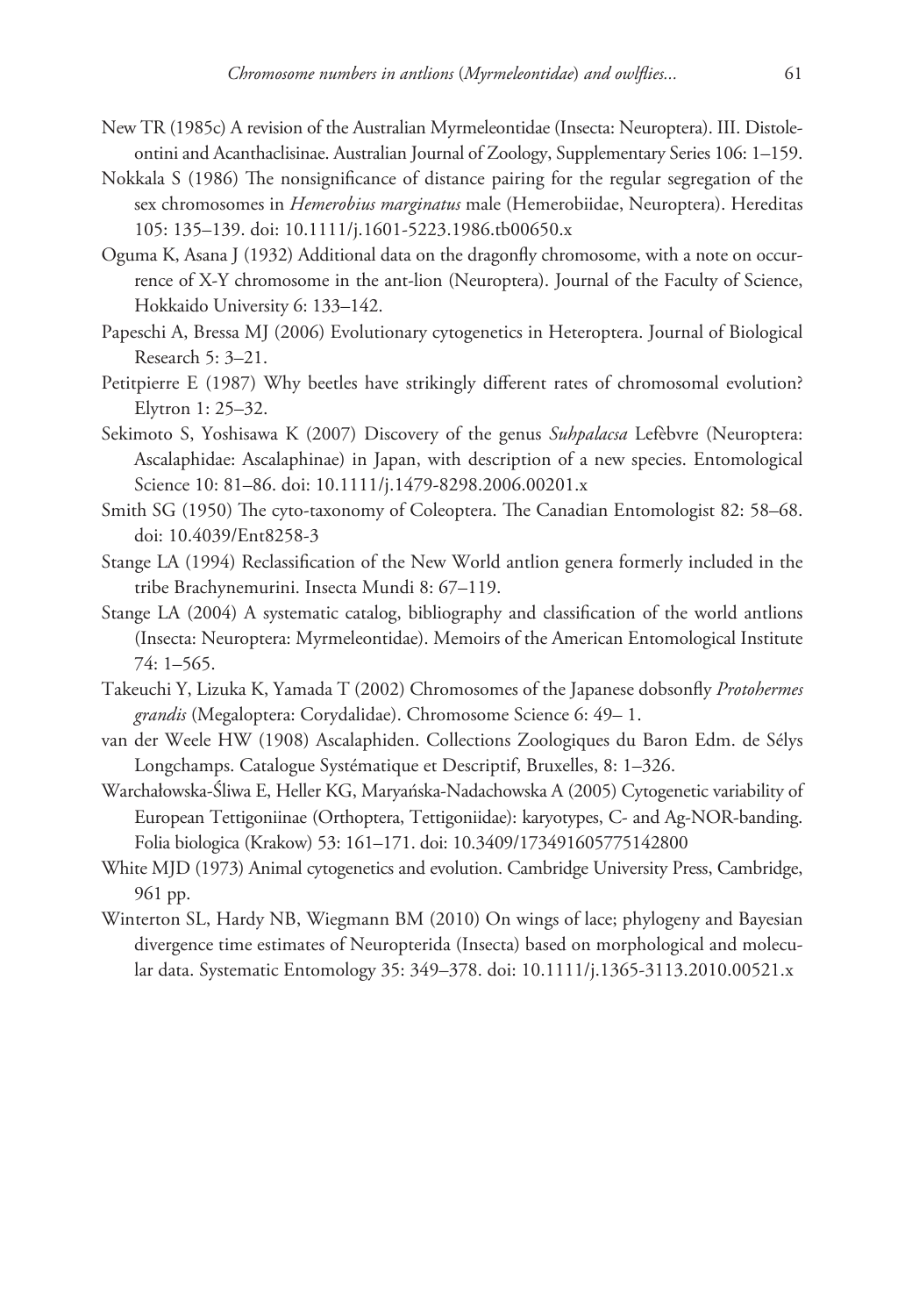New TR (1985c) A revision of the Australian Myrmeleontidae (Insecta: Neuroptera). III. Distoleontini and Acanthaclisinae. Australian Journal of Zoology, Supplementary Series 106: 1–159.

Nokkala S (1986) The nonsignificance of distance pairing for the regular segregation of the sex chromosomes in *Hemerobius marginatus* male (Hemerobiidae, Neuroptera). Hereditas 105: 135–139. doi: 10.1111/j.1601-5223.1986.tb00650.x

Oguma K, Asana J (1932) Additional data on the dragonfly chromosome, with a note on occurrence of X-Y chromosome in the ant-lion (Neuroptera). Journal of the Faculty of Science, Hokkaido University 6: 133–142.

Papeschi A, Bressa MJ (2006) Evolutionary cytogenetics in Heteroptera. Journal of Biological Research 5: 3–21.

Petitpierre E (1987) Why beetles have strikingly different rates of chromosomal evolution? Elytron 1: 25–32.

Sekimoto S, Yoshisawa K (2007) Discovery of the genus *Suhpalacsa* Lefèbvre (Neuroptera: Ascalaphidae: Ascalaphinae) in Japan, with description of a new species. Entomological Science 10: 81–86. doi: 10.1111/j.1479-8298.2006.00201.x

Smith SG (1950) The cyto-taxonomy of Coleoptera. The Canadian Entomologist 82: 58–68. doi: 10.4039/Ent8258-3

Stange LA (1994) Reclassification of the New World antlion genera formerly included in the tribe Brachynemurini. Insecta Mundi 8: 67–119.

Stange LA (2004) A systematic catalog, bibliography and classification of the world antlions (Insecta: Neuroptera: Myrmeleontidae). Memoirs of the American Entomological Institute 74: 1–565.

Takeuchi Y, Lizuka K, Yamada T (2002) Chromosomes of the Japanese dobsonfly *Protohermes grandis* (Megaloptera: Corydalidae). Chromosome Science 6: 49– 1.

van der Weele HW (1908) Ascalaphiden. Collections Zoologiques du Baron Edm. de Sélys Longchamps. Catalogue Systématique et Descriptif, Bruxelles, 8: 1–326.

Warchałowska-Śliwa E, Heller KG, Maryańska-Nadachowska A (2005) Cytogenetic variability of European Tettigoniinae (Orthoptera, Tettigoniidae): karyotypes, C- and Ag-NOR-banding. Folia biologica (Krakow) 53: 161–171. doi: 10.3409/173491605775142800

White MJD (1973) Animal cytogenetics and evolution. Cambridge University Press, Cambridge, 961 pp.

Winterton SL, Hardy NB, Wiegmann BM (2010) On wings of lace; phylogeny and Bayesian divergence time estimates of Neuropterida (Insecta) based on morphological and molecular data. Systematic Entomology 35: 349–378. doi: 10.1111/j.1365-3113.2010.00521.x